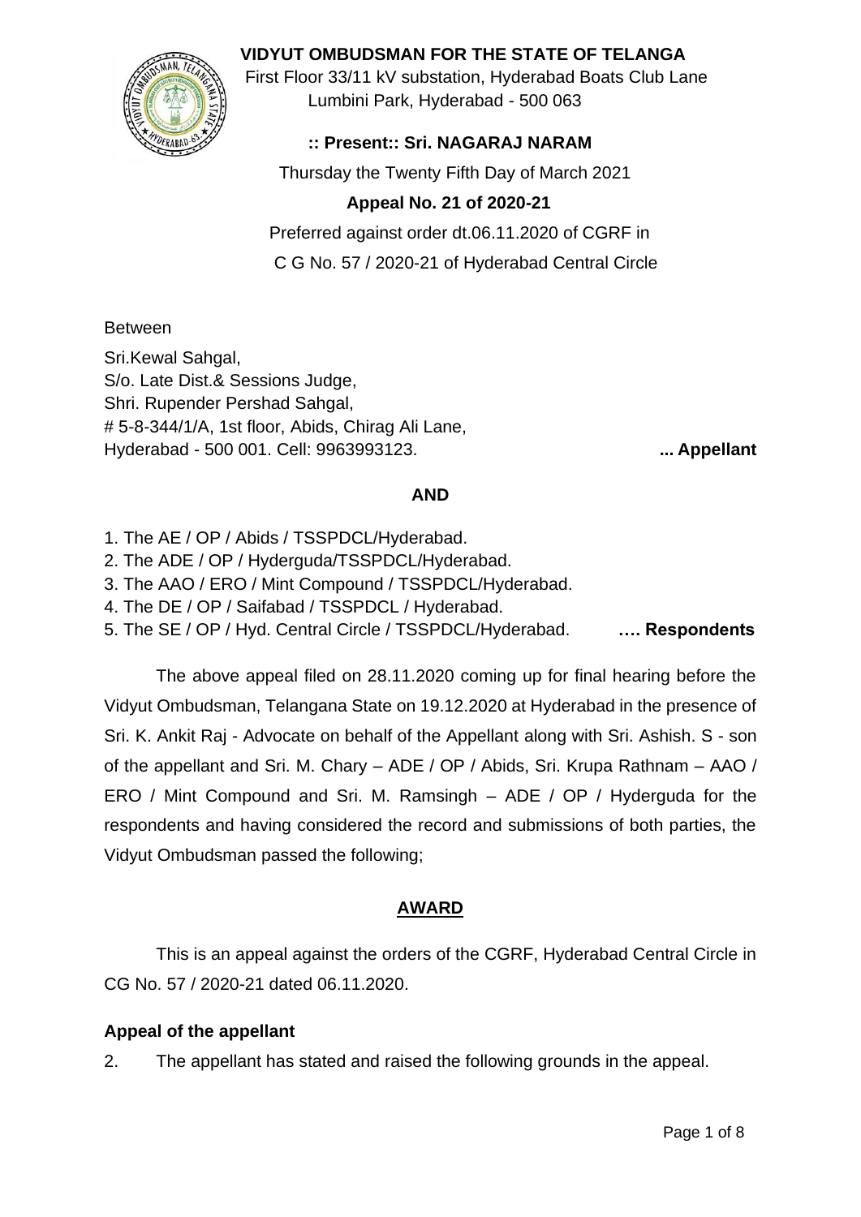# VIDYUT OMBUDSMAN FOR THE STATE OF TELANGA

First Floor 33/11 kV substation, Hyderabad Boats Club Lane
Lumbini Park, Hyderabad - 500 063

**:: Present:: Sri. NAGARAJ NARAM**

Thursday the Twenty Fifth Day of March 2021

**Appeal No. 21 of 2020-21**

Preferred against order dt.06.11.2020 of CGRF in
C G No. 57 / 2020-21 of Hyderabad Central Circle

Between

Sri.Kewal Sahgal,
S/o. Late Dist.& Sessions Judge,
Shri. Rupender Pershad Sahgal,
# 5-8-344/1/A, 1st floor, Abids, Chirag Ali Lane,
Hyderabad - 500 001. Cell: 9963993123. **... Appellant**

**AND**

1. The AE / OP / Abids / TSSPDCL/Hyderabad.
2. The ADE / OP / Hyderguda/TSSPDCL/Hyderabad.
3. The AAO / ERO / Mint Compound / TSSPDCL/Hyderabad.
4. The DE / OP / Saifabad / TSSPDCL / Hyderabad.
5. The SE / OP / Hyd. Central Circle / TSSPDCL/Hyderabad. **…. Respondents**

The above appeal filed on 28.11.2020 coming up for final hearing before the Vidyut Ombudsman, Telangana State on 19.12.2020 at Hyderabad in the presence of Sri. K. Ankit Raj - Advocate on behalf of the Appellant along with Sri. Ashish. S - son of the appellant and Sri. M. Chary – ADE / OP / Abids, Sri. Krupa Rathnam – AAO / ERO / Mint Compound and Sri. M. Ramsingh – ADE / OP / Hyderguda for the respondents and having considered the record and submissions of both parties, the Vidyut Ombudsman passed the following;

## AWARD

This is an appeal against the orders of the CGRF, Hyderabad Central Circle in CG No. 57 / 2020-21 dated 06.11.2020.

### Appeal of the appellant

2. The appellant has stated and raised the following grounds in the appeal.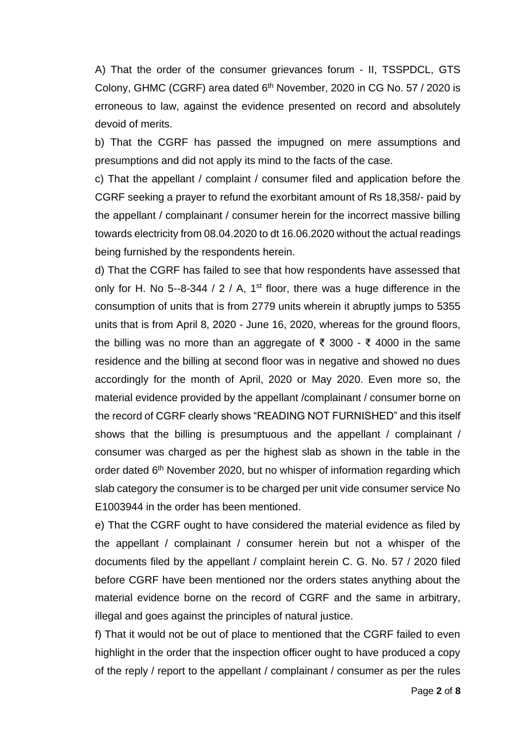A) That the order of the consumer grievances forum - II, TSSPDCL, GTS Colony, GHMC (CGRF) area dated 6th November, 2020 in CG No. 57 / 2020 is erroneous to law, against the evidence presented on record and absolutely devoid of merits.

b) That the CGRF has passed the impugned on mere assumptions and presumptions and did not apply its mind to the facts of the case.

c) That the appellant / complaint / consumer filed and application before the CGRF seeking a prayer to refund the exorbitant amount of Rs 18,358/- paid by the appellant / complainant / consumer herein for the incorrect massive billing towards electricity from 08.04.2020 to dt 16.06.2020 without the actual readings being furnished by the respondents herein.

d) That the CGRF has failed to see that how respondents have assessed that only for H. No 5--8-344 / 2 / A, 1st floor, there was a huge difference in the consumption of units that is from 2779 units wherein it abruptly jumps to 5355 units that is from April 8, 2020 - June 16, 2020, whereas for the ground floors, the billing was no more than an aggregate of ₹ 3000 - ₹ 4000 in the same residence and the billing at second floor was in negative and showed no dues accordingly for the month of April, 2020 or May 2020. Even more so, the material evidence provided by the appellant /complainant / consumer borne on the record of CGRF clearly shows "READING NOT FURNISHED" and this itself shows that the billing is presumptuous and the appellant / complainant / consumer was charged as per the highest slab as shown in the table in the order dated 6th November 2020, but no whisper of information regarding which slab category the consumer is to be charged per unit vide consumer service No E1003944 in the order has been mentioned.

e) That the CGRF ought to have considered the material evidence as filed by the appellant / complainant / consumer herein but not a whisper of the documents filed by the appellant / complaint herein C. G. No. 57 / 2020 filed before CGRF have been mentioned nor the orders states anything about the material evidence borne on the record of CGRF and the same in arbitrary, illegal and goes against the principles of natural justice.

f) That it would not be out of place to mentioned that the CGRF failed to even highlight in the order that the inspection officer ought to have produced a copy of the reply / report to the appellant / complainant / consumer as per the rules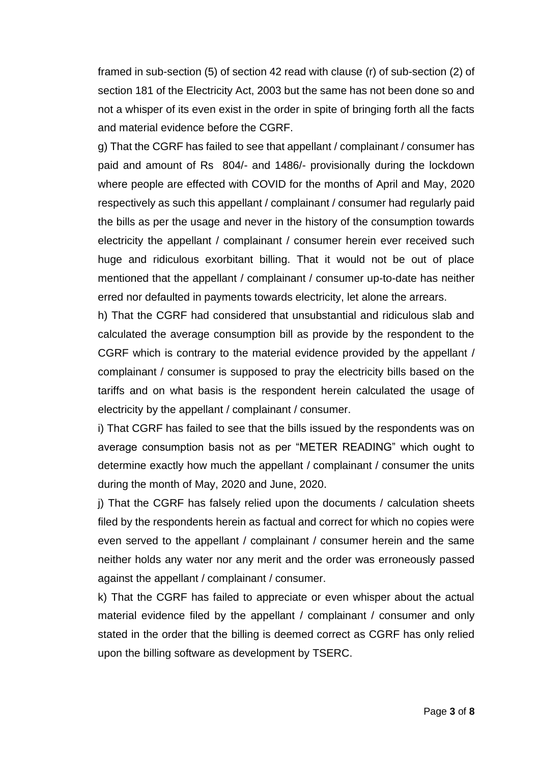framed in sub-section (5) of section 42 read with clause (r) of sub-section (2) of section 181 of the Electricity Act, 2003 but the same has not been done so and not a whisper of its even exist in the order in spite of bringing forth all the facts and material evidence before the CGRF.

g) That the CGRF has failed to see that appellant / complainant / consumer has paid and amount of Rs 804/- and 1486/- provisionally during the lockdown where people are effected with COVID for the months of April and May, 2020 respectively as such this appellant / complainant / consumer had regularly paid the bills as per the usage and never in the history of the consumption towards electricity the appellant / complainant / consumer herein ever received such huge and ridiculous exorbitant billing. That it would not be out of place mentioned that the appellant / complainant / consumer up-to-date has neither erred nor defaulted in payments towards electricity, let alone the arrears.

h) That the CGRF had considered that unsubstantial and ridiculous slab and calculated the average consumption bill as provide by the respondent to the CGRF which is contrary to the material evidence provided by the appellant / complainant / consumer is supposed to pray the electricity bills based on the tariffs and on what basis is the respondent herein calculated the usage of electricity by the appellant / complainant / consumer.

i) That CGRF has failed to see that the bills issued by the respondents was on average consumption basis not as per "METER READING" which ought to determine exactly how much the appellant / complainant / consumer the units during the month of May, 2020 and June, 2020.

j) That the CGRF has falsely relied upon the documents / calculation sheets filed by the respondents herein as factual and correct for which no copies were even served to the appellant / complainant / consumer herein and the same neither holds any water nor any merit and the order was erroneously passed against the appellant / complainant / consumer.

k) That the CGRF has failed to appreciate or even whisper about the actual material evidence filed by the appellant / complainant / consumer and only stated in the order that the billing is deemed correct as CGRF has only relied upon the billing software as development by TSERC.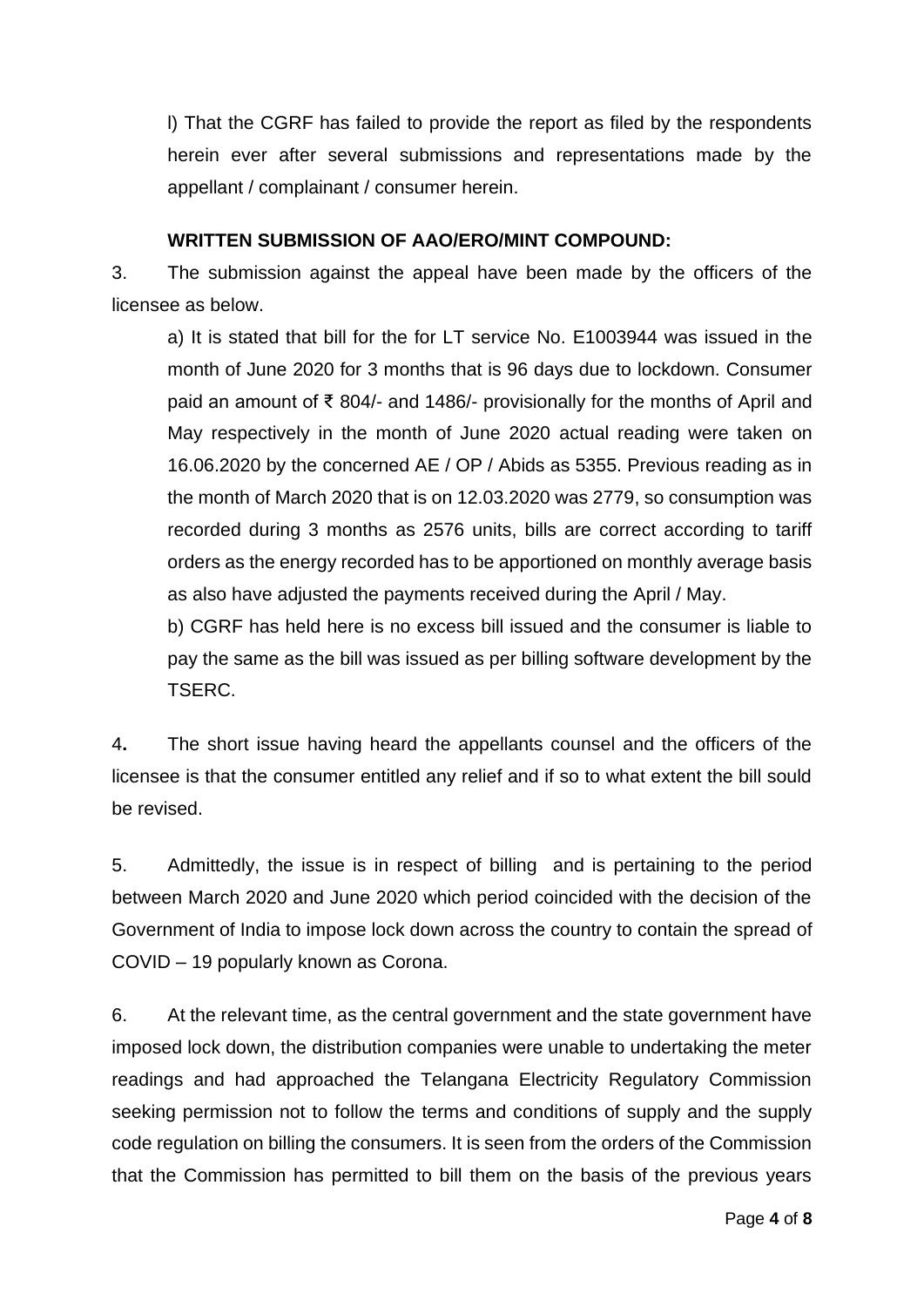l) That the CGRF has failed to provide the report as filed by the respondents herein ever after several submissions and representations made by the appellant / complainant / consumer herein.

**WRITTEN SUBMISSION OF AAO/ERO/MINT COMPOUND:**

3. The submission against the appeal have been made by the officers of the licensee as below.

a) It is stated that bill for the for LT service No. E1003944 was issued in the month of June 2020 for 3 months that is 96 days due to lockdown. Consumer paid an amount of ₹ 804/- and 1486/- provisionally for the months of April and May respectively in the month of June 2020 actual reading were taken on 16.06.2020 by the concerned AE / OP / Abids as 5355. Previous reading as in the month of March 2020 that is on 12.03.2020 was 2779, so consumption was recorded during 3 months as 2576 units, bills are correct according to tariff orders as the energy recorded has to be apportioned on monthly average basis as also have adjusted the payments received during the April / May.

b) CGRF has held here is no excess bill issued and the consumer is liable to pay the same as the bill was issued as per billing software development by the TSERC.

4**.** The short issue having heard the appellants counsel and the officers of the licensee is that the consumer entitled any relief and if so to what extent the bill sould be revised.

5. Admittedly, the issue is in respect of billing and is pertaining to the period between March 2020 and June 2020 which period coincided with the decision of the Government of India to impose lock down across the country to contain the spread of COVID – 19 popularly known as Corona.

6. At the relevant time, as the central government and the state government have imposed lock down, the distribution companies were unable to undertaking the meter readings and had approached the Telangana Electricity Regulatory Commission seeking permission not to follow the terms and conditions of supply and the supply code regulation on billing the consumers. It is seen from the orders of the Commission that the Commission has permitted to bill them on the basis of the previous years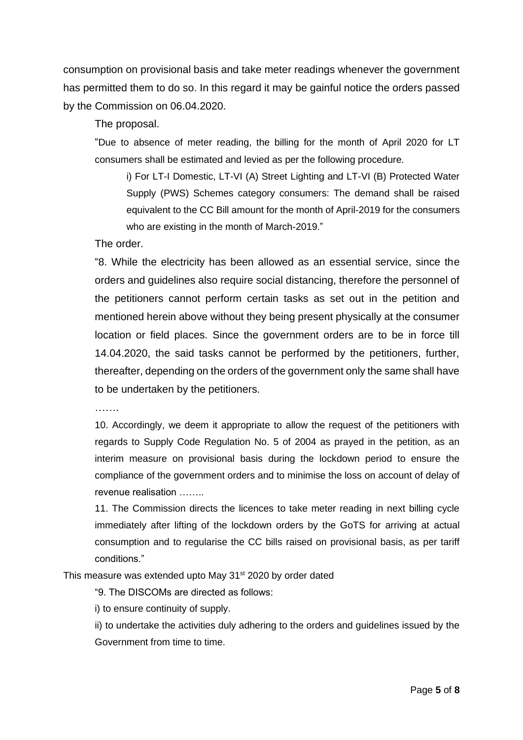consumption on provisional basis and take meter readings whenever the government has permitted them to do so. In this regard it may be gainful notice the orders passed by the Commission on 06.04.2020.

The proposal.

"Due to absence of meter reading, the billing for the month of April 2020 for LT consumers shall be estimated and levied as per the following procedure.

i) For LT-I Domestic, LT-VI (A) Street Lighting and LT-VI (B) Protected Water Supply (PWS) Schemes category consumers: The demand shall be raised equivalent to the CC Bill amount for the month of April-2019 for the consumers who are existing in the month of March-2019."

The order.

"8. While the electricity has been allowed as an essential service, since the orders and guidelines also require social distancing, therefore the personnel of the petitioners cannot perform certain tasks as set out in the petition and mentioned herein above without they being present physically at the consumer location or field places. Since the government orders are to be in force till 14.04.2020, the said tasks cannot be performed by the petitioners, further, thereafter, depending on the orders of the government only the same shall have to be undertaken by the petitioners.

…….

10. Accordingly, we deem it appropriate to allow the request of the petitioners with regards to Supply Code Regulation No. 5 of 2004 as prayed in the petition, as an interim measure on provisional basis during the lockdown period to ensure the compliance of the government orders and to minimise the loss on account of delay of revenue realisation ……..

11. The Commission directs the licences to take meter reading in next billing cycle immediately after lifting of the lockdown orders by the GoTS for arriving at actual consumption and to regularise the CC bills raised on provisional basis, as per tariff conditions."

This measure was extended upto May 31st 2020 by order dated

"9. The DISCOMs are directed as follows:

i) to ensure continuity of supply.

ii) to undertake the activities duly adhering to the orders and guidelines issued by the Government from time to time.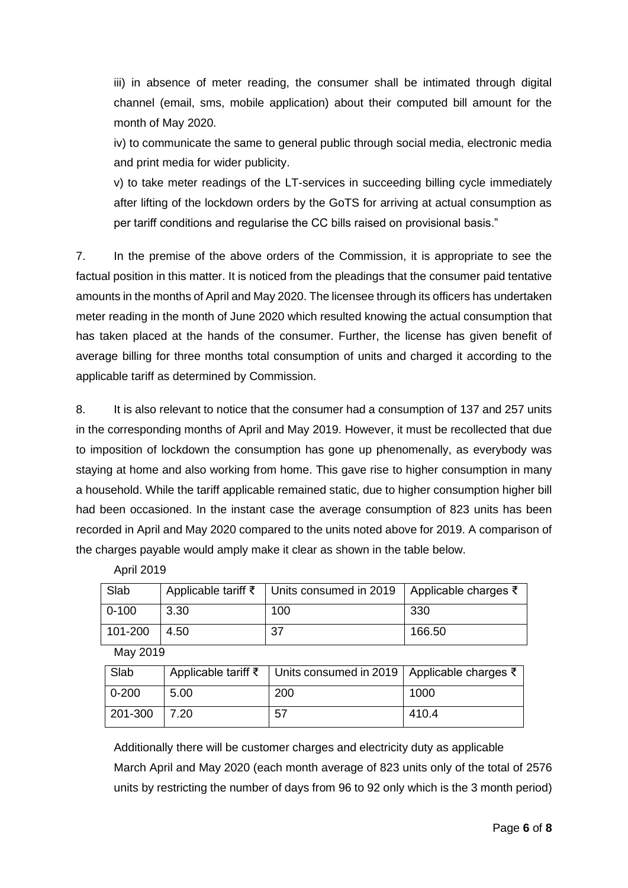iii) in absence of meter reading, the consumer shall be intimated through digital channel (email, sms, mobile application) about their computed bill amount for the month of May 2020.

iv) to communicate the same to general public through social media, electronic media and print media for wider publicity.

v) to take meter readings of the LT-services in succeeding billing cycle immediately after lifting of the lockdown orders by the GoTS for arriving at actual consumption as per tariff conditions and regularise the CC bills raised on provisional basis."

7. In the premise of the above orders of the Commission, it is appropriate to see the factual position in this matter. It is noticed from the pleadings that the consumer paid tentative amounts in the months of April and May 2020. The licensee through its officers has undertaken meter reading in the month of June 2020 which resulted knowing the actual consumption that has taken placed at the hands of the consumer. Further, the license has given benefit of average billing for three months total consumption of units and charged it according to the applicable tariff as determined by Commission.

8. It is also relevant to notice that the consumer had a consumption of 137 and 257 units in the corresponding months of April and May 2019. However, it must be recollected that due to imposition of lockdown the consumption has gone up phenomenally, as everybody was staying at home and also working from home. This gave rise to higher consumption in many a household. While the tariff applicable remained static, due to higher consumption higher bill had been occasioned. In the instant case the average consumption of 823 units has been recorded in April and May 2020 compared to the units noted above for 2019. A comparison of the charges payable would amply make it clear as shown in the table below.

April 2019

| Slab | Applicable tariff ₹ | Units consumed in 2019 | Applicable charges ₹ |
|---|---|---|---|
| 0-100 | 3.30 | 100 | 330 |
| 101-200 | 4.50 | 37 | 166.50 |

May 2019

| Slab | Applicable tariff ₹ | Units consumed in 2019 | Applicable charges ₹ |
|---|---|---|---|
| 0-200 | 5.00 | 200 | 1000 |
| 201-300 | 7.20 | 57 | 410.4 |

Additionally there will be customer charges and electricity duty as applicable

March April and May 2020 (each month average of 823 units only of the total of 2576 units by restricting the number of days from 96 to 92 only which is the 3 month period)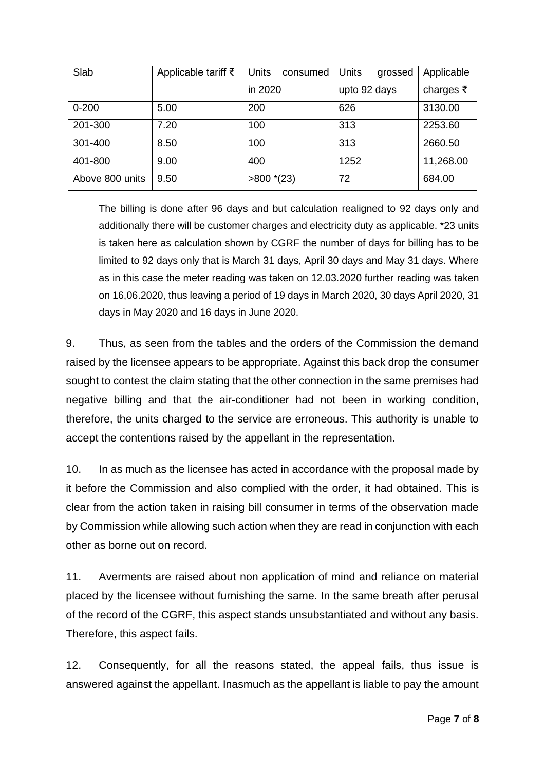| Slab | Applicable tariff ₹ | Units consumed in 2020 | Units grossed upto 92 days | Applicable charges ₹ |
|---|---|---|---|---|
| 0-200 | 5.00 | 200 | 626 | 3130.00 |
| 201-300 | 7.20 | 100 | 313 | 2253.60 |
| 301-400 | 8.50 | 100 | 313 | 2660.50 |
| 401-800 | 9.00 | 400 | 1252 | 11,268.00 |
| Above 800 units | 9.50 | >800 *(23) | 72 | 684.00 |

The billing is done after 96 days and but calculation realigned to 92 days only and additionally there will be customer charges and electricity duty as applicable. *23 units is taken here as calculation shown by CGRF the number of days for billing has to be limited to 92 days only that is March 31 days, April 30 days and May 31 days. Where as in this case the meter reading was taken on 12.03.2020 further reading was taken on 16,06.2020, thus leaving a period of 19 days in March 2020, 30 days April 2020, 31 days in May 2020 and 16 days in June 2020.

9. Thus, as seen from the tables and the orders of the Commission the demand raised by the licensee appears to be appropriate. Against this back drop the consumer sought to contest the claim stating that the other connection in the same premises had negative billing and that the air-conditioner had not been in working condition, therefore, the units charged to the service are erroneous. This authority is unable to accept the contentions raised by the appellant in the representation.

10. In as much as the licensee has acted in accordance with the proposal made by it before the Commission and also complied with the order, it had obtained. This is clear from the action taken in raising bill consumer in terms of the observation made by Commission while allowing such action when they are read in conjunction with each other as borne out on record.

11. Averments are raised about non application of mind and reliance on material placed by the licensee without furnishing the same. In the same breath after perusal of the record of the CGRF, this aspect stands unsubstantiated and without any basis. Therefore, this aspect fails.

12. Consequently, for all the reasons stated, the appeal fails, thus issue is answered against the appellant. Inasmuch as the appellant is liable to pay the amount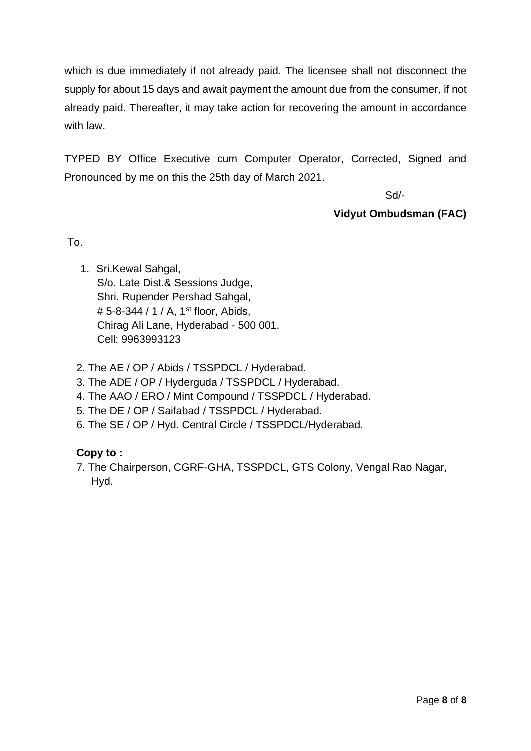which is due immediately if not already paid. The licensee shall not disconnect the supply for about 15 days and await payment the amount due from the consumer, if not already paid. Thereafter, it may take action for recovering the amount in accordance with law.

TYPED BY Office Executive cum Computer Operator, Corrected, Signed and Pronounced by me on this the 25th day of March 2021.

Sd/-

**Vidyut Ombudsman (FAC)**

To.

1. Sri.Kewal Sahgal,
   S/o. Late Dist.& Sessions Judge,
   Shri. Rupender Pershad Sahgal,
   # 5-8-344 / 1 / A, 1st floor, Abids,
   Chirag Ali Lane, Hyderabad - 500 001.
   Cell: 9963993123

2. The AE / OP / Abids / TSSPDCL / Hyderabad.
3. The ADE / OP / Hyderguda / TSSPDCL / Hyderabad.
4. The AAO / ERO / Mint Compound / TSSPDCL / Hyderabad.
5. The DE / OP / Saifabad / TSSPDCL / Hyderabad.
6. The SE / OP / Hyd. Central Circle / TSSPDCL/Hyderabad.

**Copy to :**

7. The Chairperson, CGRF-GHA, TSSPDCL, GTS Colony, Vengal Rao Nagar, Hyd.